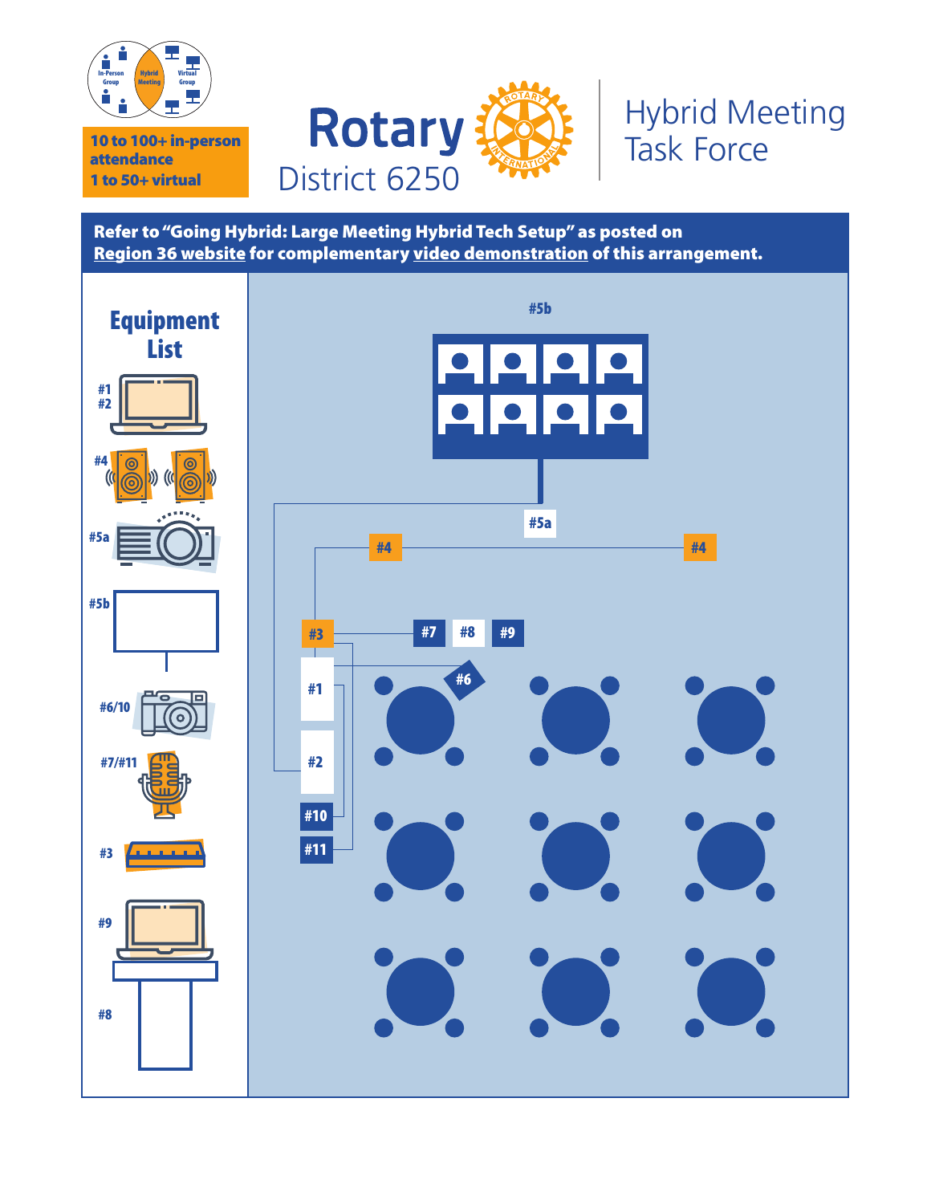In-Person Group | Hybrid Meeting | Virtual Group

**10 to 100+ in-person attendance**
**1 to 50+ virtual**

# Rotary District 6250

## Hybrid Meeting Task Force

**Refer to "Going Hybrid: Large Meeting Hybrid Tech Setup" as posted on Region 36 website for complementary video demonstration of this arrangement.**

### Equipment List

- #1
- #2
- #4
- #5a
- #5b
- #6/10
- #7/#11
- #3
- #9
- #8

#5b

#5a

#4 #4

#3 #7 #8 #9

#1 #6

#2

#10

#11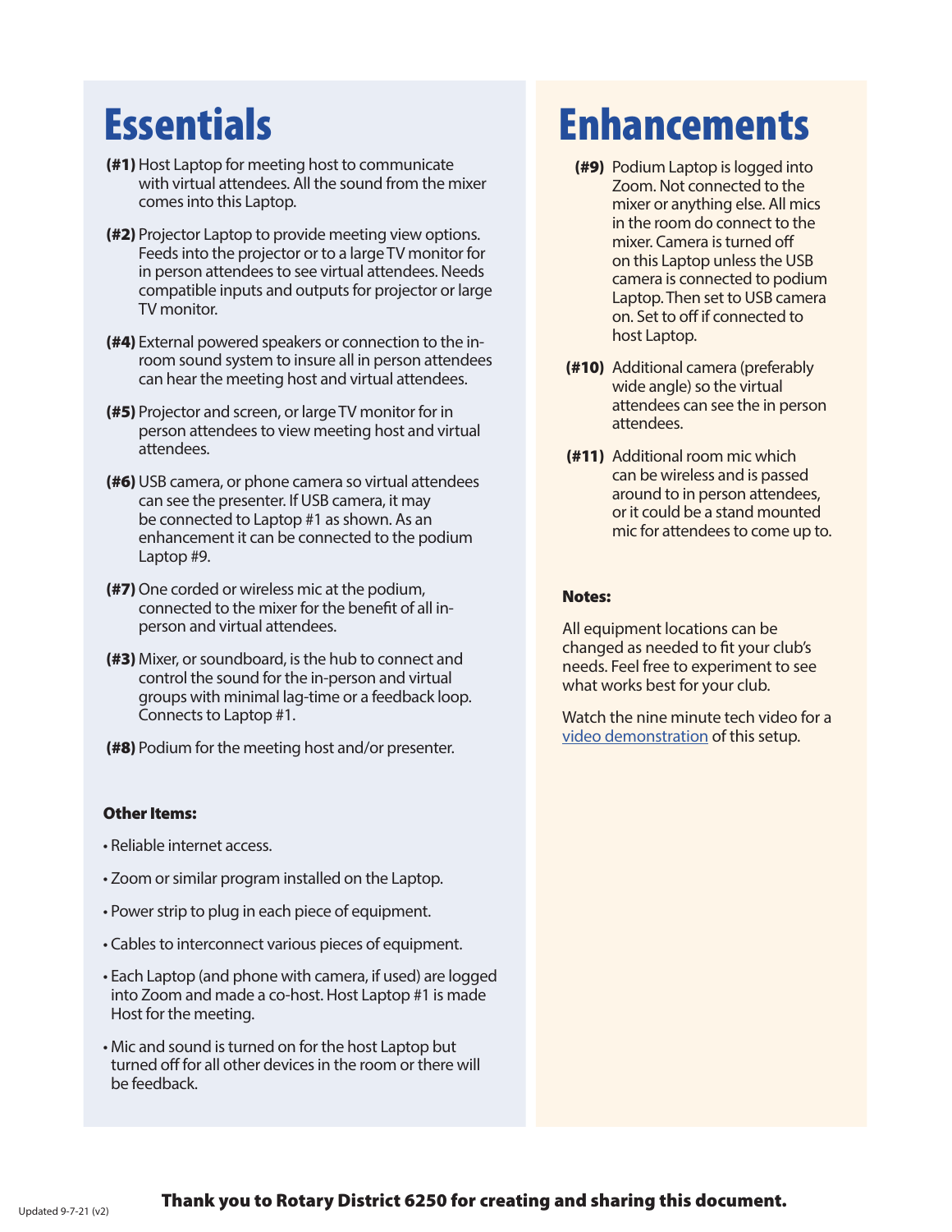# Essentials

**(#1)** Host Laptop for meeting host to communicate with virtual attendees. All the sound from the mixer comes into this Laptop.

**(#2)** Projector Laptop to provide meeting view options. Feeds into the projector or to a large TV monitor for in person attendees to see virtual attendees. Needs compatible inputs and outputs for projector or large TV monitor.

**(#4)** External powered speakers or connection to the in-room sound system to insure all in person attendees can hear the meeting host and virtual attendees.

**(#5)** Projector and screen, or large TV monitor for in person attendees to view meeting host and virtual attendees.

**(#6)** USB camera, or phone camera so virtual attendees can see the presenter. If USB camera, it may be connected to Laptop #1 as shown. As an enhancement it can be connected to the podium Laptop #9.

**(#7)** One corded or wireless mic at the podium, connected to the mixer for the benefit of all in-person and virtual attendees.

**(#3)** Mixer, or soundboard, is the hub to connect and control the sound for the in-person and virtual groups with minimal lag-time or a feedback loop. Connects to Laptop #1.

**(#8)** Podium for the meeting host and/or presenter.

### Other Items:

- Reliable internet access.
- Zoom or similar program installed on the Laptop.
- Power strip to plug in each piece of equipment.
- Cables to interconnect various pieces of equipment.
- Each Laptop (and phone with camera, if used) are logged into Zoom and made a co-host. Host Laptop #1 is made Host for the meeting.
- Mic and sound is turned on for the host Laptop but turned off for all other devices in the room or there will be feedback.

# Enhancements

**(#9)** Podium Laptop is logged into Zoom. Not connected to the mixer or anything else. All mics in the room do connect to the mixer. Camera is turned off on this Laptop unless the USB camera is connected to podium Laptop. Then set to USB camera on. Set to off if connected to host Laptop.

**(#10)** Additional camera (preferably wide angle) so the virtual attendees can see the in person attendees.

**(#11)** Additional room mic which can be wireless and is passed around to in person attendees, or it could be a stand mounted mic for attendees to come up to.

### Notes:

All equipment locations can be changed as needed to fit your club's needs. Feel free to experiment to see what works best for your club.

Watch the nine minute tech video for a video demonstration of this setup.

Updated 9-7-21 (v2)

**Thank you to Rotary District 6250 for creating and sharing this document.**